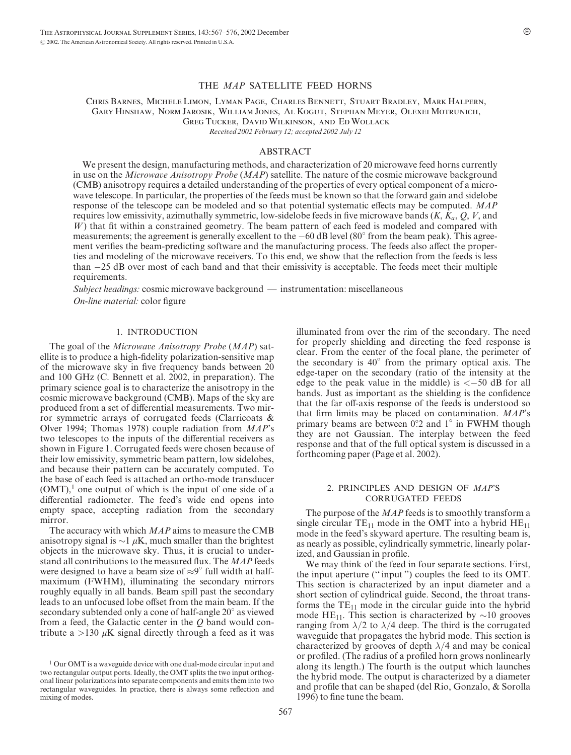# THE *MAP* SATELLITE FEED HORNS

Chris Barnes, Michele Limon, Lyman Page, Charles Bennett, Stuart Bradley, Mark Halpern, Gary Hinshaw, Norm Jarosik, William Jones, Al Kogut, Stephan Meyer, Olexei Motrunich, Greg Tucker, David Wilkinson, and Ed Wollack

*Received 2002 February 12; accepted 2002 July 12*

## ABSTRACT

We present the design, manufacturing methods, and characterization of 20 microwave feed horns currently in use on the *Microwave Anisotropy Probe* (*MAP*) satellite. The nature of the cosmic microwave background (CMB) anisotropy requires a detailed understanding of the properties of every optical component of a microwave telescope. In particular, the properties of the feeds must be known so that the forward gain and sidelobe response of the telescope can be modeled and so that potential systematic effects may be computed. *MAP* requires low emissivity, azimuthally symmetric, low-sidelobe feeds in five microwave bands ($K$, $K_a$, $Q$, $V$, and $W$) that fit within a constrained geometry. The beam pattern of each feed is modeled and compared with measurements; the agreement is generally excellent to the $-60$ dB level ($80^\circ$ from the beam peak). This agreement verifies the beam-predicting software and the manufacturing process. The feeds also affect the properties and modeling of the microwave receivers. To this end, we show that the reflection from the feeds is less than $-25$ dB over most of each band and that their emissivity is acceptable. The feeds meet their multiple requirements.

*Subject headings:* cosmic microwave background — instrumentation: miscellaneous

*On-line material:* color figure

## 1. INTRODUCTION

The goal of the *Microwave Anisotropy Probe* (*MAP*) satellite is to produce a high-fidelity polarization-sensitive map of the microwave sky in five frequency bands between 20 and 100 GHz (C. Bennett et al. 2002, in preparation). The primary science goal is to characterize the anisotropy in the cosmic microwave background (CMB). Maps of the sky are produced from a set of differential measurements. Two mirror symmetric arrays of corrugated feeds (Clarricoats & Olver 1994; Thomas 1978) couple radiation from *MAP*'s two telescopes to the inputs of the differential receivers as shown in Figure 1. Corrugated feeds were chosen because of their low emissivity, symmetric beam pattern, low sidelobes, and because their pattern can be accurately computed. To the base of each feed is attached an ortho-mode transducer (OMT),[1] one output of which is the input of one side of a differential radiometer. The feed's wide end opens into empty space, accepting radiation from the secondary mirror.

The accuracy with which *MAP* aims to measure the CMB anisotropy signal is $\sim 1\ \mu$K, much smaller than the brightest objects in the microwave sky. Thus, it is crucial to understand all contributions to the measured flux. The *MAP* feeds were designed to have a beam size of $\approx 9^\circ$ full width at half-maximum (FWHM), illuminating the secondary mirrors roughly equally in all bands. Beam spill past the secondary leads to an unfocused lobe offset from the main beam. If the secondary subtended only a cone of half-angle $20^\circ$ as viewed from a feed, the Galactic center in the $Q$ band would contribute a $>130\ \mu$K signal directly through a feed as it was illuminated from over the rim of the secondary. The need for properly shielding and directing the feed response is clear. From the center of the focal plane, the perimeter of the secondary is $40^\circ$ from the primary optical axis. The edge-taper on the secondary (ratio of the intensity at the edge to the peak value in the middle) is $<-50$ dB for all bands. Just as important as the shielding is the confidence that the far off-axis response of the feeds is understood so that firm limits may be placed on contamination. *MAP*'s primary beams are between $0.2^\circ$ and $1^\circ$ in FWHM though they are not Gaussian. The interplay between the feed response and that of the full optical system is discussed in a forthcoming paper (Page et al. 2002).

[1] Our OMT is a waveguide device with one dual-mode circular input and two rectangular output ports. Ideally, the OMT splits the two input orthogonal linear polarizations into separate components and emits them into two rectangular waveguides. In practice, there is always some reflection and mixing of modes.

## 2. PRINCIPLES AND DESIGN OF *MAP*'S CORRUGATED FEEDS

The purpose of the *MAP* feeds is to smoothly transform a single circular $TE_{11}$ mode in the OMT into a hybrid $HE_{11}$ mode in the feed's skyward aperture. The resulting beam is, as nearly as possible, cylindrically symmetric, linearly polarized, and Gaussian in profile.

We may think of the feed in four separate sections. First, the input aperture ("input") couples the feed to its OMT. This section is characterized by an input diameter and a short section of cylindrical guide. Second, the throat transforms the $TE_{11}$ mode in the circular guide into the hybrid mode $HE_{11}$. This section is characterized by $\sim 10$ grooves ranging from $\lambda/2$ to $\lambda/4$ deep. The third is the corrugated waveguide that propagates the hybrid mode. This section is characterized by grooves of depth $\lambda/4$ and may be conical or profiled. (The radius of a profiled horn grows nonlinearly along its length.) The fourth is the output which launches the hybrid mode. The output is characterized by a diameter and profile that can be shaped (del Rio, Gonzalo, & Sorolla 1996) to fine tune the beam.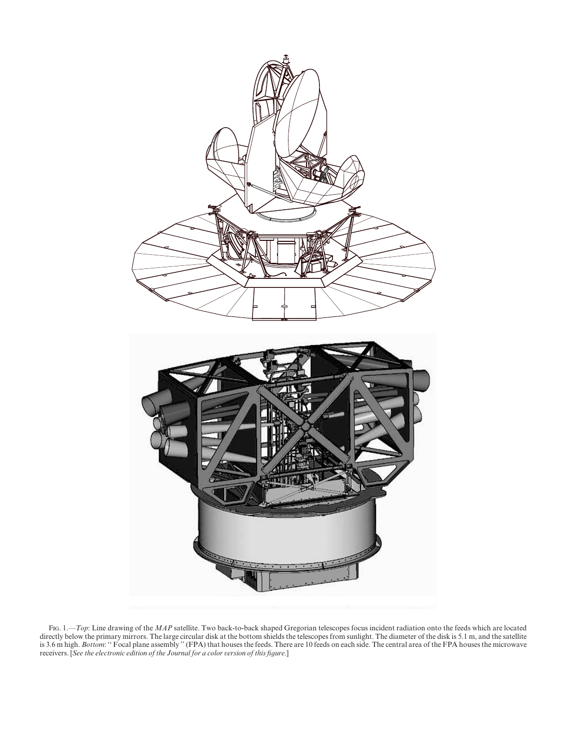Fig. 1.—*Top*: Line drawing of the *MAP* satellite. Two back-to-back shaped Gregorian telescopes focus incident radiation onto the feeds which are located directly below the primary mirrors. The large circular disk at the bottom shields the telescopes from sunlight. The diameter of the disk is 5.1 m, and the satellite is 3.6 m high. *Bottom*: " Focal plane assembly " (FPA) that houses the feeds. There are 10 feeds on each side. The central area of the FPA houses the microwave receivers. [*See the electronic edition of the Journal for a color version of this figure.*]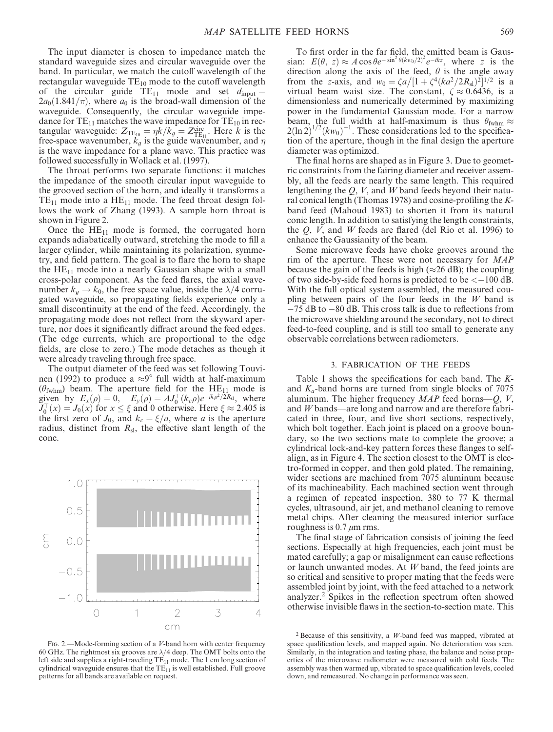The input diameter is chosen to impedance match the standard waveguide sizes and circular waveguide over the band. In particular, we match the cutoff wavelength of the rectangular waveguide $TE_{10}$ mode to the cutoff wavelength of the circular guide $TE_{11}$ mode and set $d_{\rm input} = 2a_0(1.841/\pi)$, where $a_0$ is the broad-wall dimension of the waveguide. Consequently, the circular waveguide impedance for $TE_{11}$ matches the wave impedance for $TE_{10}$ in rectangular waveguide: $Z_{TE_{10}} = \eta k/k_g = Z^{\rm circ}_{TE_{11}}$. Here $k$ is the free-space wavenumber, $k_g$ is the guide wavenumber, and $\eta$ is the wave impedance for a plane wave. This practice was followed successfully in Wollack et al. (1997).

The throat performs two separate functions: it matches the impedance of the smooth circular input waveguide to the grooved section of the horn, and ideally it transforms a $TE_{11}$ mode into a $HE_{11}$ mode. The feed throat design follows the work of Zhang (1993). A sample horn throat is shown in Figure 2.

Once the $HE_{11}$ mode is formed, the corrugated horn expands adiabatically outward, stretching the mode to fill a larger cylinder, while maintaining its polarization, symmetry, and field pattern. The goal is to flare the horn to shape the $HE_{11}$ mode into a nearly Gaussian shape with a small cross-polar component. As the feed flares, the axial wavenumber $k_g \to k_0$, the free space value, inside the $\lambda/4$ corrugated waveguide, so propagating fields experience only a small discontinuity at the end of the feed. Accordingly, the propagating mode does not reflect from the skyward aperture, nor does it significantly diffract around the feed edges. (The edge currents, which are proportional to the edge fields, are close to zero.) The mode detaches as though it were already traveling through free space.

The output diameter of the feed was set following Touvinen (1992) to produce a $\approx 9°$ full width at half-maximum ($\theta_{\rm fwhm}$) beam. The aperture field for the $HE_{11}$ mode is given by $E_x(\rho) = 0$, $E_y(\rho) = AJ_0^{\top}(k_c\rho)e^{-ik\rho^2/2R_{\rm sl}}$, where $J_0^{\top}(x) = J_0(x)$ for $x \le \xi$ and 0 otherwise. Here $\xi \approx 2.405$ is the first zero of $J_0$, and $k_c = \xi/a$, where $a$ is the aperture radius, distinct from $R_{\rm sl}$, the effective slant length of the cone.

Fig. 2.—Mode-forming section of a $V$-band horn with center frequency 60 GHz. The rightmost six grooves are $\lambda/4$ deep. The OMT bolts onto the left side and supplies a right-traveling $TE_{11}$ mode. The 1 cm long section of cylindrical waveguide ensures that the $TE_{11}$ is well established. Full groove patterns for all bands are available on request.

To first order in the far field, the emitted beam is Gaussian: $E(\theta, z) \approx A\cos\theta e^{-\sin^2\theta(kw_0/2)^2}e^{-ikz}$, where $z$ is the direction along the axis of the feed, $\theta$ is the angle away from the $z$-axis, and $w_0 = \zeta a/[1 + \zeta^4(ka^2/2R_{\rm sl})^2]^{1/2}$ is a virtual beam waist size. The constant, $\zeta \approx 0.6436$, is a dimensionless and numerically determined by maximizing power in the fundamental Gaussian mode. For a narrow beam, the full width at half-maximum is thus $\theta_{\rm fwhm} \approx 2(\ln 2)^{1/2}(kw_0)^{-1}$. These considerations led to the specification of the aperture, though in the final design the aperture diameter was optimized.

The final horns are shaped as in Figure 3. Due to geometric constraints from the fairing diameter and receiver assembly, all the feeds are nearly the same length. This required lengthening the $Q$, $V$, and $W$ band feeds beyond their natural conical length (Thomas 1978) and cosine-profiling the $K$-band feed (Mahoud 1983) to shorten it from its natural conic length. In addition to satisfying the length constraints, the $Q$, $V$, and $W$ feeds are flared (del Rio et al. 1996) to enhance the Gaussianity of the beam.

Some microwave feeds have choke grooves around the rim of the aperture. These were not necessary for *MAP* because the gain of the feeds is high ($\approx$26 dB); the coupling of two side-by-side feed horns is predicted to be $< -100$ dB. With the full optical system assembled, the measured coupling between pairs of the four feeds in the $W$ band is $-75$ dB to $-80$ dB. This cross talk is due to reflections from the microwave shielding around the secondary, not to direct feed-to-feed coupling, and is still too small to generate any observable correlations between radiometers.

## 3. FABRICATION OF THE FEEDS

Table 1 shows the specifications for each band. The $K$- and $K_a$-band horns are turned from single blocks of 7075 aluminum. The higher frequency *MAP* feed horns—$Q$, $V$, and $W$ bands—are long and narrow and are therefore fabricated in three, four, and five short sections, respectively, which bolt together. Each joint is placed on a groove boundary, so the two sections mate to complete the groove; a cylindrical lock-and-key pattern forces these flanges to self-align, as in Figure 4. The section closest to the OMT is electro-formed in copper, and then gold plated. The remaining, wider sections are machined from 7075 aluminum because of its machineability. Each machined section went through a regimen of repeated inspection, 380 to 77 K thermal cycles, ultrasound, air jet, and methanol cleaning to remove metal chips. After cleaning the measured interior surface roughness is 0.7 $\mu$m rms.

The final stage of fabrication consists of joining the feed sections. Especially at high frequencies, each joint must be mated carefully; a gap or misalignment can cause reflections or launch unwanted modes. At $W$ band, the feed joints are so critical and sensitive to proper mating that the feeds were assembled joint by joint, with the feed attached to a network analyzer.[2] Spikes in the reflection spectrum often showed otherwise invisible flaws in the section-to-section mate. This

[2] Because of this sensitivity, a $W$-band feed was mapped, vibrated at space qualification levels, and mapped again. No deterioration was seen. Similarly, in the integration and testing phase, the balance and noise properties of the microwave radiometer were measured with cold feeds. The assembly was then warmed up, vibrated to space qualification levels, cooled down, and remeasured. No change in performance was seen.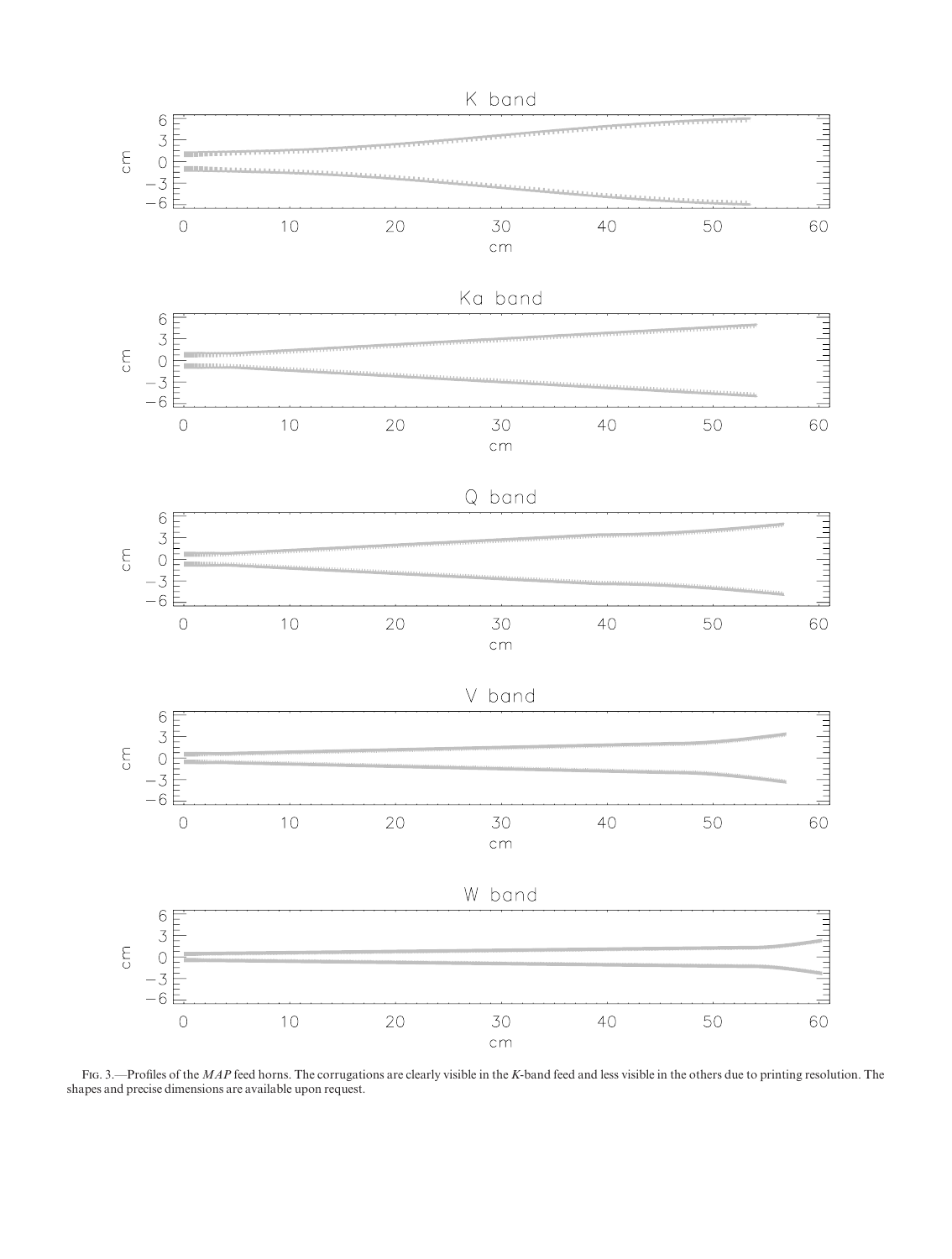FIG. 3.—Profiles of the *MAP* feed horns. The corrugations are clearly visible in the *K*-band feed and less visible in the others due to printing resolution. The shapes and precise dimensions are available upon request.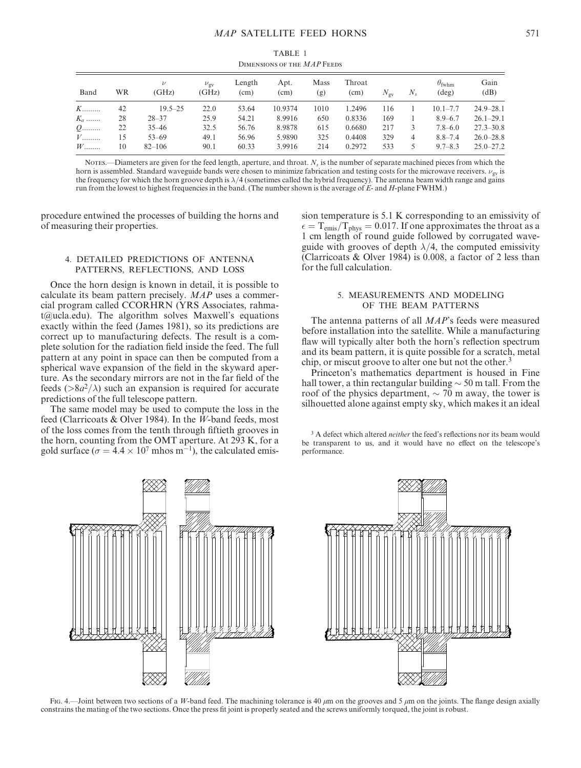TABLE 1
Dimensions of the *MAP* Feeds

| Band | WR | $\nu$ (GHz) | $\nu_{gv}$ (GHz) | Length (cm) | Apt. (cm) | Mass (g) | Throat (cm) | $N_{gv}$ | $N_s$ | $\theta_{fwhm}$ (deg) | Gain (dB) |
|---|---|---|---|---|---|---|---|---|---|---|---|
| *K*......... | 42 | 19.5–25 | 22.0 | 53.64 | 10.9374 | 1010 | 1.2496 | 116 | 1 | 10.1–7.7 | 24.9–28.1 |
| $K_a$ ........ | 28 | 28–37 | 25.9 | 54.21 | 8.9916 | 650 | 0.8336 | 169 | 1 | 8.9–6.7 | 26.1–29.1 |
| *Q*......... | 22 | 35–46 | 32.5 | 56.76 | 8.9878 | 615 | 0.6680 | 217 | 3 | 7.8–6.0 | 27.3–30.8 |
| *V*......... | 15 | 53–69 | 49.1 | 56.96 | 5.9890 | 325 | 0.4408 | 329 | 4 | 8.8–7.4 | 26.0–28.8 |
| *W*........ | 10 | 82–106 | 90.1 | 60.33 | 3.9916 | 214 | 0.2972 | 533 | 5 | 9.7–8.3 | 25.0–27.2 |

Notes.—Diameters are given for the feed length, aperture, and throat. $N_s$ is the number of separate machined pieces from which the horn is assembled. Standard waveguide bands were chosen to minimize fabrication and testing costs for the microwave receivers. $\nu_{gv}$ is the frequency for which the horn groove depth is $\lambda/4$ (sometimes called the hybrid frequency). The antenna beam width range and gains run from the lowest to highest frequencies in the band. (The number shown is the average of *E*- and *H*-plane FWHM.)

procedure entwined the processes of building the horns and of measuring their properties.

## 4. DETAILED PREDICTIONS OF ANTENNA PATTERNS, REFLECTIONS, AND LOSS

Once the horn design is known in detail, it is possible to calculate its beam pattern precisely. *MAP* uses a commercial program called CCORHRN (YRS Associates, rahmat@ucla.edu). The algorithm solves Maxwell's equations exactly within the feed (James 1981), so its predictions are correct up to manufacturing defects. The result is a complete solution for the radiation field inside the feed. The full pattern at any point in space can then be computed from a spherical wave expansion of the field in the skyward aperture. As the secondary mirrors are not in the far field of the feeds ($>8a^2/\lambda$) such an expansion is required for accurate predictions of the full telescope pattern.

The same model may be used to compute the loss in the feed (Clarricoats & Olver 1984). In the *W*-band feeds, most of the loss comes from the tenth through fiftieth grooves in the horn, counting from the OMT aperture. At 293 K, for a gold surface ($\sigma = 4.4 \times 10^7$ mhos m$^{-1}$), the calculated emission temperature is 5.1 K corresponding to an emissivity of $\epsilon = T_{emis}/T_{phys} = 0.017$. If one approximates the throat as a 1 cm length of round guide followed by corrugated waveguide with grooves of depth $\lambda/4$, the computed emissivity (Clarricoats & Olver 1984) is 0.008, a factor of 2 less than for the full calculation.

## 5. MEASUREMENTS AND MODELING OF THE BEAM PATTERNS

The antenna patterns of all *MAP*'s feeds were measured before installation into the satellite. While a manufacturing flaw will typically alter both the horn's reflection spectrum and its beam pattern, it is quite possible for a scratch, metal chip, or miscut groove to alter one but not the other.[3]

Princeton's mathematics department is housed in Fine hall tower, a thin rectangular building $\sim 50$ m tall. From the roof of the physics department, $\sim 70$ m away, the tower is silhouetted alone against empty sky, which makes it an ideal

[3] A defect which altered *neither* the feed's reflections nor its beam would be transparent to us, and it would have no effect on the telescope's performance.

Fig. 4.—Joint between two sections of a *W*-band feed. The machining tolerance is 40 $\mu$m on the grooves and 5 $\mu$m on the joints. The flange design axially constrains the mating of the two sections. Once the press fit joint is properly seated and the screws uniformly torqued, the joint is robust.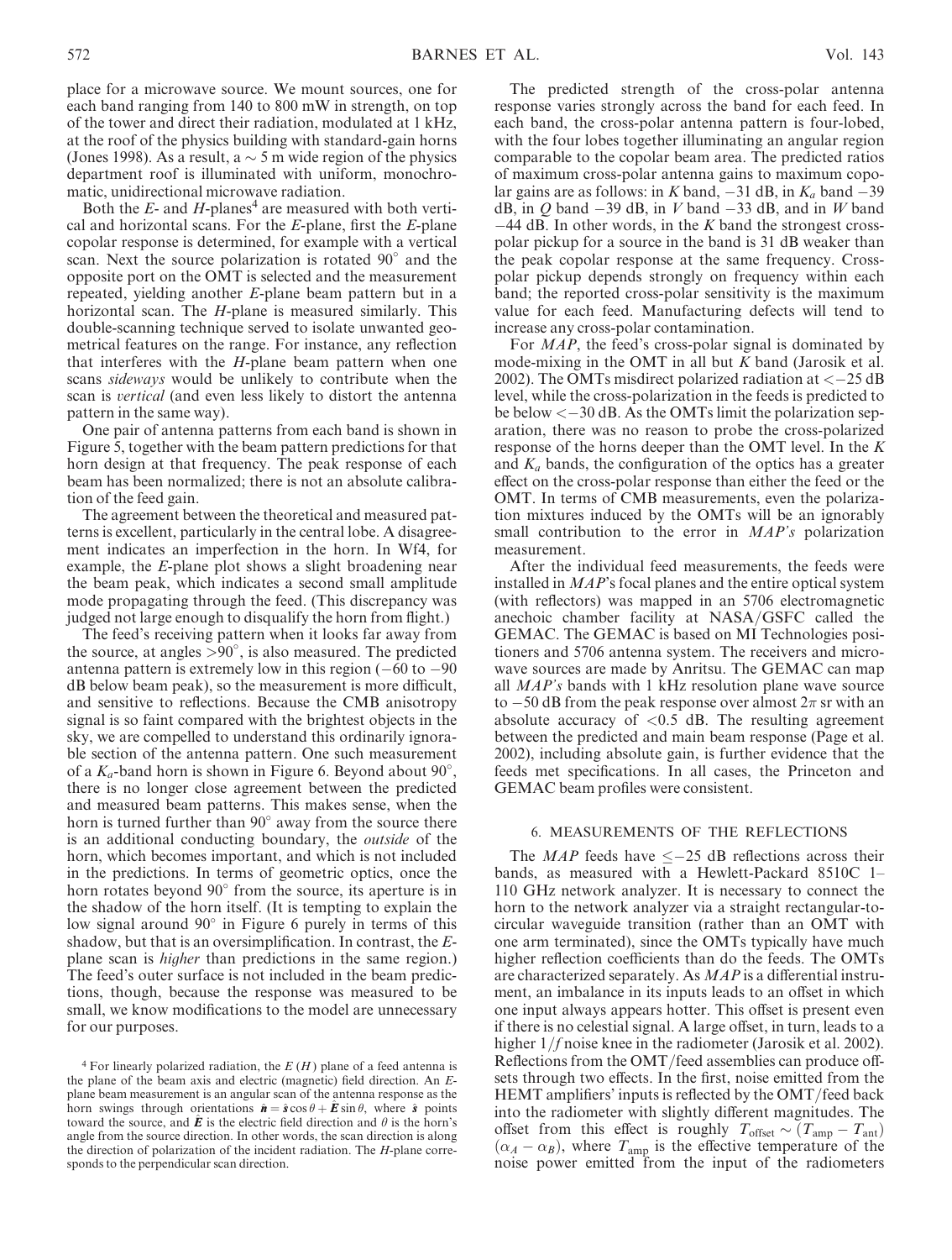place for a microwave source. We mount sources, one for each band ranging from 140 to 800 mW in strength, on top of the tower and direct their radiation, modulated at 1 kHz, at the roof of the physics building with standard-gain horns (Jones 1998). As a result, a $\sim 5$ m wide region of the physics department roof is illuminated with uniform, monochromatic, unidirectional microwave radiation.

Both the *E*- and *H*-planes[4] are measured with both vertical and horizontal scans. For the *E*-plane, first the *E*-plane copolar response is determined, for example with a vertical scan. Next the source polarization is rotated 90° and the opposite port on the OMT is selected and the measurement repeated, yielding another *E*-plane beam pattern but in a horizontal scan. The *H*-plane is measured similarly. This double-scanning technique served to isolate unwanted geometrical features on the range. For instance, any reflection that interferes with the *H*-plane beam pattern when one scans *sideways* would be unlikely to contribute when the scan is *vertical* (and even less likely to distort the antenna pattern in the same way).

One pair of antenna patterns from each band is shown in Figure 5, together with the beam pattern predictions for that horn design at that frequency. The peak response of each beam has been normalized; there is not an absolute calibration of the feed gain.

The agreement between the theoretical and measured patterns is excellent, particularly in the central lobe. A disagreement indicates an imperfection in the horn. In Wf4, for example, the *E*-plane plot shows a slight broadening near the beam peak, which indicates a second small amplitude mode propagating through the feed. (This discrepancy was judged not large enough to disqualify the horn from flight.)

The feed's receiving pattern when it looks far away from the source, at angles $>90°$, is also measured. The predicted antenna pattern is extremely low in this region ($-60$ to $-90$ dB below beam peak), so the measurement is more difficult, and sensitive to reflections. Because the CMB anisotropy signal is so faint compared with the brightest objects in the sky, we are compelled to understand this ordinarily ignorable section of the antenna pattern. One such measurement of a $K_a$-band horn is shown in Figure 6. Beyond about 90°, there is no longer close agreement between the predicted and measured beam patterns. This makes sense, when the horn is turned further than 90° away from the source there is an additional conducting boundary, the *outside* of the horn, which becomes important, and which is not included in the predictions. In terms of geometric optics, once the horn rotates beyond 90° from the source, its aperture is in the shadow of the horn itself. (It is tempting to explain the low signal around 90° in Figure 6 purely in terms of this shadow, but that is an oversimplification. In contrast, the *E*-plane scan is *higher* than predictions in the same region.) The feed's outer surface is not included in the beam predictions, though, because the response was measured to be small, we know modifications to the model are unnecessary for our purposes.

The predicted strength of the cross-polar antenna response varies strongly across the band for each feed. In each band, the cross-polar antenna pattern is four-lobed, with the four lobes together illuminating an angular region comparable to the copolar beam area. The predicted ratios of maximum cross-polar antenna gains to maximum copolar gains are as follows: in *K* band, $-31$ dB, in $K_a$ band $-39$ dB, in *Q* band $-39$ dB, in *V* band $-33$ dB, and in *W* band $-44$ dB. In other words, in the *K* band the strongest cross-polar pickup for a source in the band is 31 dB weaker than the peak copolar response at the same frequency. Cross-polar pickup depends strongly on frequency within each band; the reported cross-polar sensitivity is the maximum value for each feed. Manufacturing defects will tend to increase any cross-polar contamination.

For *MAP*, the feed's cross-polar signal is dominated by mode-mixing in the OMT in all but *K* band (Jarosik et al. 2002). The OMTs misdirect polarized radiation at $<-25$ dB level, while the cross-polarization in the feeds is predicted to be below $<-30$ dB. As the OMTs limit the polarization separation, there was no reason to probe the cross-polarized response of the horns deeper than the OMT level. In the *K* and $K_a$ bands, the configuration of the optics has a greater effect on the cross-polar response than either the feed or the OMT. In terms of CMB measurements, even the polarization mixtures induced by the OMTs will be an ignorably small contribution to the error in *MAP's* polarization measurement.

After the individual feed measurements, the feeds were installed in *MAP*'s focal planes and the entire optical system (with reflectors) was mapped in an 5706 electromagnetic anechoic chamber facility at NASA/GSFC called the GEMAC. The GEMAC is based on MI Technologies positioners and 5706 antenna system. The receivers and microwave sources are made by Anritsu. The GEMAC can map all *MAP's* bands with 1 kHz resolution plane wave source to $-50$ dB from the peak response over almost $2\pi$ sr with an absolute accuracy of $<0.5$ dB. The resulting agreement between the predicted and main beam response (Page et al. 2002), including absolute gain, is further evidence that the feeds met specifications. In all cases, the Princeton and GEMAC beam profiles were consistent.

## 6. MEASUREMENTS OF THE REFLECTIONS

The *MAP* feeds have $\leq -25$ dB reflections across their bands, as measured with a Hewlett-Packard 8510C 1–110 GHz network analyzer. It is necessary to connect the horn to the network analyzer via a straight rectangular-to-circular waveguide transition (rather than an OMT with one arm terminated), since the OMTs typically have much higher reflection coefficients than do the feeds. The OMTs are characterized separately. As *MAP* is a differential instrument, an imbalance in its inputs leads to an offset in which one input always appears hotter. This offset is present even if there is no celestial signal. A large offset, in turn, leads to a higher $1/f$ noise knee in the radiometer (Jarosik et al. 2002). Reflections from the OMT/feed assemblies can produce offsets through two effects. In the first, noise emitted from the HEMT amplifiers' inputs is reflected by the OMT/feed back into the radiometer with slightly different magnitudes. The offset from this effect is roughly $T_{\rm offset} \sim (T_{\rm amp} - T_{\rm ant})(\alpha_A - \alpha_B)$, where $T_{\rm amp}$ is the effective temperature of the noise power emitted from the input of the radiometers

[4] For linearly polarized radiation, the *E* (*H*) plane of a feed antenna is the plane of the beam axis and electric (magnetic) field direction. An *E*-plane beam measurement is an angular scan of the antenna response as the horn swings through orientations $\hat{\boldsymbol{n}} = \hat{\boldsymbol{s}} \cos\theta + \hat{\boldsymbol{E}} \sin\theta$, where $\hat{\boldsymbol{s}}$ points toward the source, and $\hat{\boldsymbol{E}}$ is the electric field direction and $\theta$ is the horn's angle from the source direction. In other words, the scan direction is along the direction of polarization of the incident radiation. The *H*-plane corresponds to the perpendicular scan direction.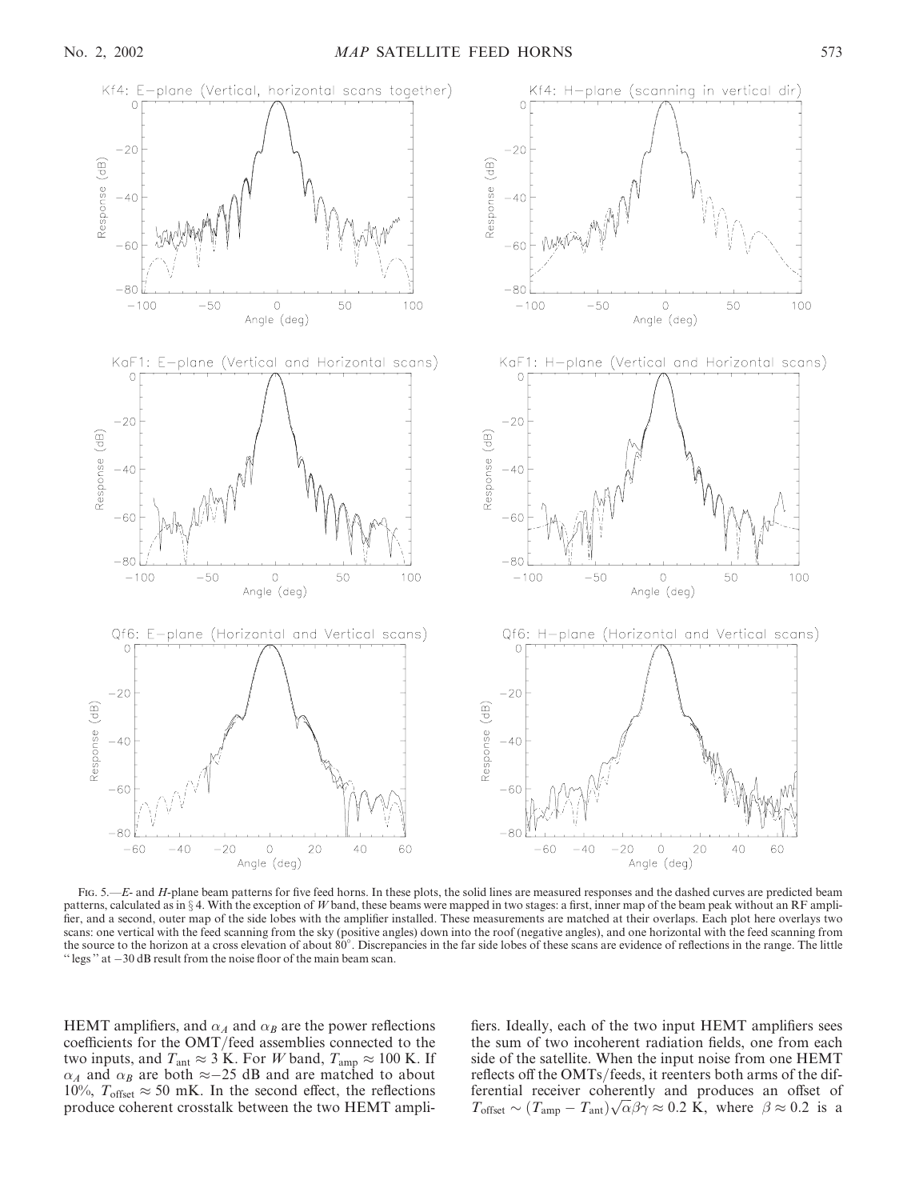Fig. 5.—*E*- and *H*-plane beam patterns for five feed horns. In these plots, the solid lines are measured responses and the dashed curves are predicted beam patterns, calculated as in § 4. With the exception of *W* band, these beams were mapped in two stages: a first, inner map of the beam peak without an RF amplifier, and a second, outer map of the side lobes with the amplifier installed. These measurements are matched at their overlaps. Each plot here overlays two scans: one vertical with the feed scanning from the sky (positive angles) down into the roof (negative angles), and one horizontal with the feed scanning from the source to the horizon at a cross elevation of about 80°. Discrepancies in the far side lobes of these scans are evidence of reflections in the range. The little "legs" at −30 dB result from the noise floor of the main beam scan.

HEMT amplifiers, and $\alpha_A$ and $\alpha_B$ are the power reflections coefficients for the OMT/feed assemblies connected to the two inputs, and $T_{\rm ant} \approx 3$ K. For *W* band, $T_{\rm amp} \approx 100$ K. If $\alpha_A$ and $\alpha_B$ are both $\approx -25$ dB and are matched to about 10%, $T_{\rm offset} \approx 50$ mK. In the second effect, the reflections produce coherent crosstalk between the two HEMT amplifiers. Ideally, each of the two input HEMT amplifiers sees the sum of two incoherent radiation fields, one from each side of the satellite. When the input noise from one HEMT reflects off the OMTs/feeds, it reenters both arms of the differential receiver coherently and produces an offset of $T_{\rm offset} \sim (T_{\rm amp} - T_{\rm ant})\sqrt{\alpha}\beta\gamma \approx 0.2$ K, where $\beta \approx 0.2$ is a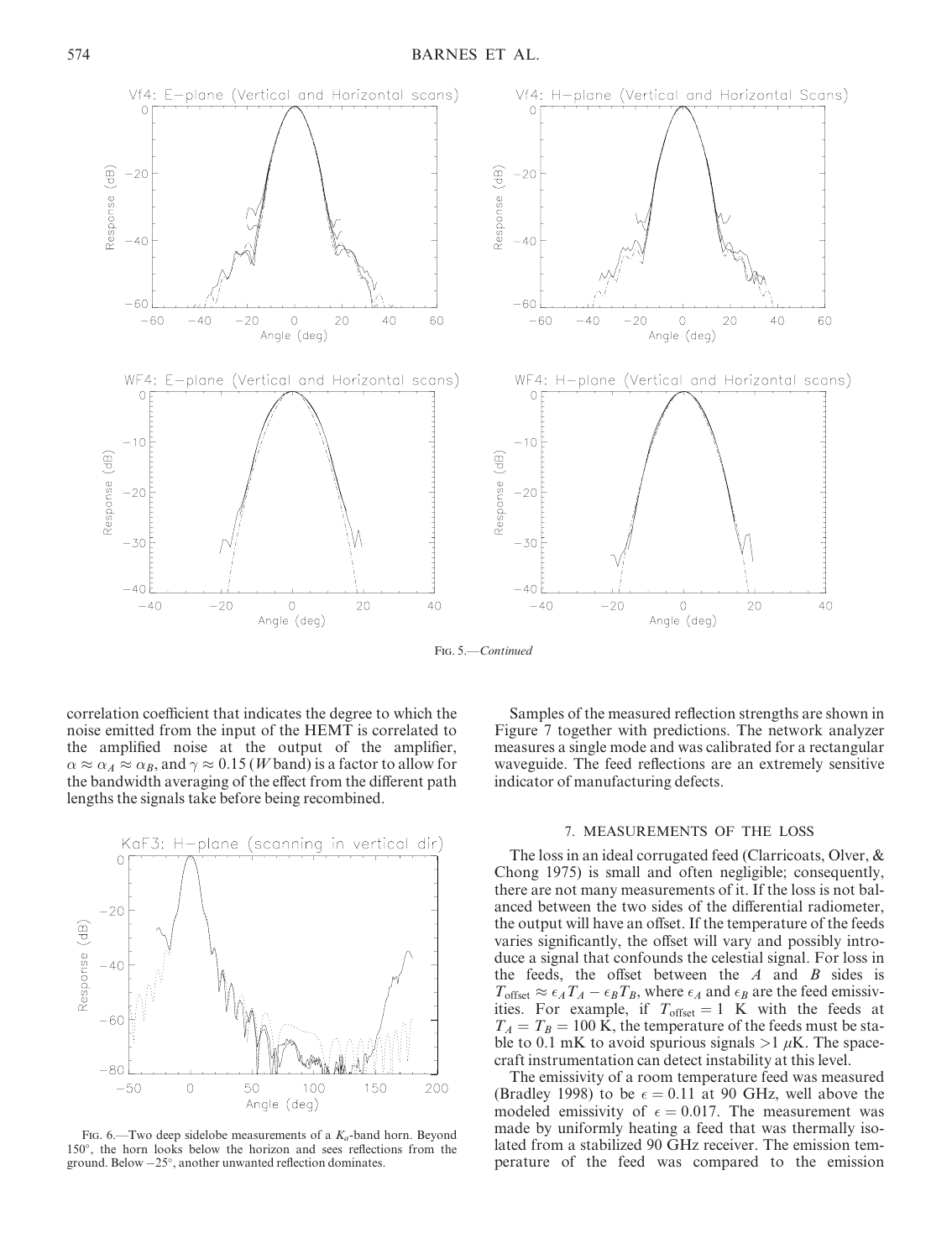FIG. 5.—*Continued*

correlation coefficient that indicates the degree to which the noise emitted from the input of the HEMT is correlated to the amplified noise at the output of the amplifier, $\alpha \approx \alpha_A \approx \alpha_B$, and $\gamma \approx 0.15$ (*W* band) is a factor to allow for the bandwidth averaging of the effect from the different path lengths the signals take before being recombined.

FIG. 6.—Two deep sidelobe measurements of a $K_a$-band horn. Beyond 150°, the horn looks below the horizon and sees reflections from the ground. Below −25°, another unwanted reflection dominates.

Samples of the measured reflection strengths are shown in Figure 7 together with predictions. The network analyzer measures a single mode and was calibrated for a rectangular waveguide. The feed reflections are an extremely sensitive indicator of manufacturing defects.

## 7. MEASUREMENTS OF THE LOSS

The loss in an ideal corrugated feed (Clarricoats, Olver, & Chong 1975) is small and often negligible; consequently, there are not many measurements of it. If the loss is not balanced between the two sides of the differential radiometer, the output will have an offset. If the temperature of the feeds varies significantly, the offset will vary and possibly introduce a signal that confounds the celestial signal. For loss in the feeds, the offset between the *A* and *B* sides is $T_{\rm offset} \approx \epsilon_A T_A - \epsilon_B T_B$, where $\epsilon_A$ and $\epsilon_B$ are the feed emissivities. For example, if $T_{\rm offset} = 1$ K with the feeds at $T_A = T_B = 100$ K, the temperature of the feeds must be stable to 0.1 mK to avoid spurious signals $>1$ $\mu$K. The spacecraft instrumentation can detect instability at this level.

The emissivity of a room temperature feed was measured (Bradley 1998) to be $\epsilon = 0.11$ at 90 GHz, well above the modeled emissivity of $\epsilon = 0.017$. The measurement was made by uniformly heating a feed that was thermally isolated from a stabilized 90 GHz receiver. The emission temperature of the feed was compared to the emission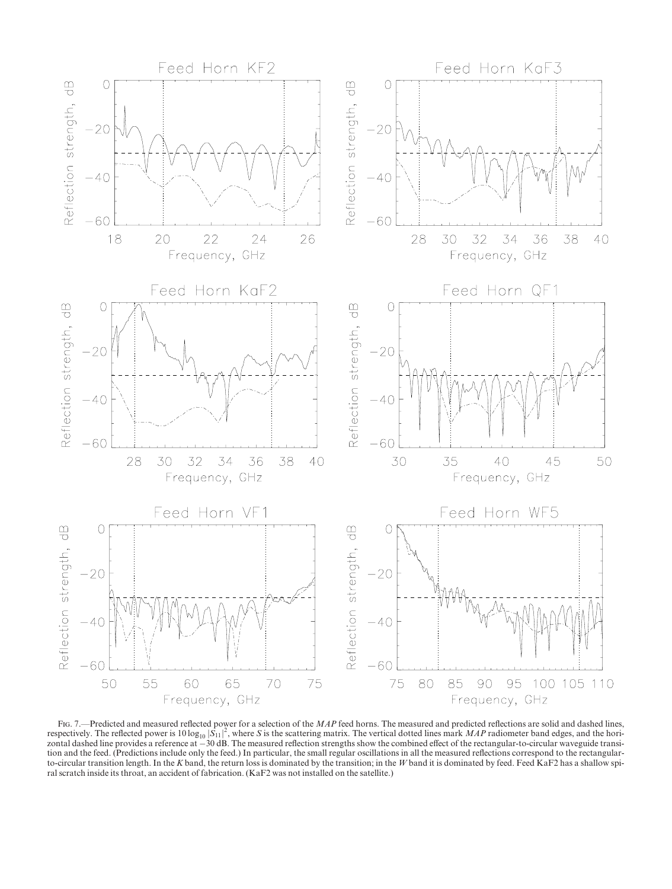Fig. 7.—Predicted and measured reflected power for a selection of the *MAP* feed horns. The measured and predicted reflections are solid and dashed lines, respectively. The reflected power is $10 \log_{10} |S_{11}|^2$, where $S$ is the scattering matrix. The vertical dotted lines mark *MAP* radiometer band edges, and the horizontal dashed line provides a reference at −30 dB. The measured reflection strengths show the combined effect of the rectangular-to-circular waveguide transition and the feed. (Predictions include only the feed.) In particular, the small regular oscillations in all the measured reflections correspond to the rectangular-to-circular transition length. In the *K* band, the return loss is dominated by the transition; in the *W* band it is dominated by feed. Feed KaF2 has a shallow spiral scratch inside its throat, an accident of fabrication. (KaF2 was not installed on the satellite.)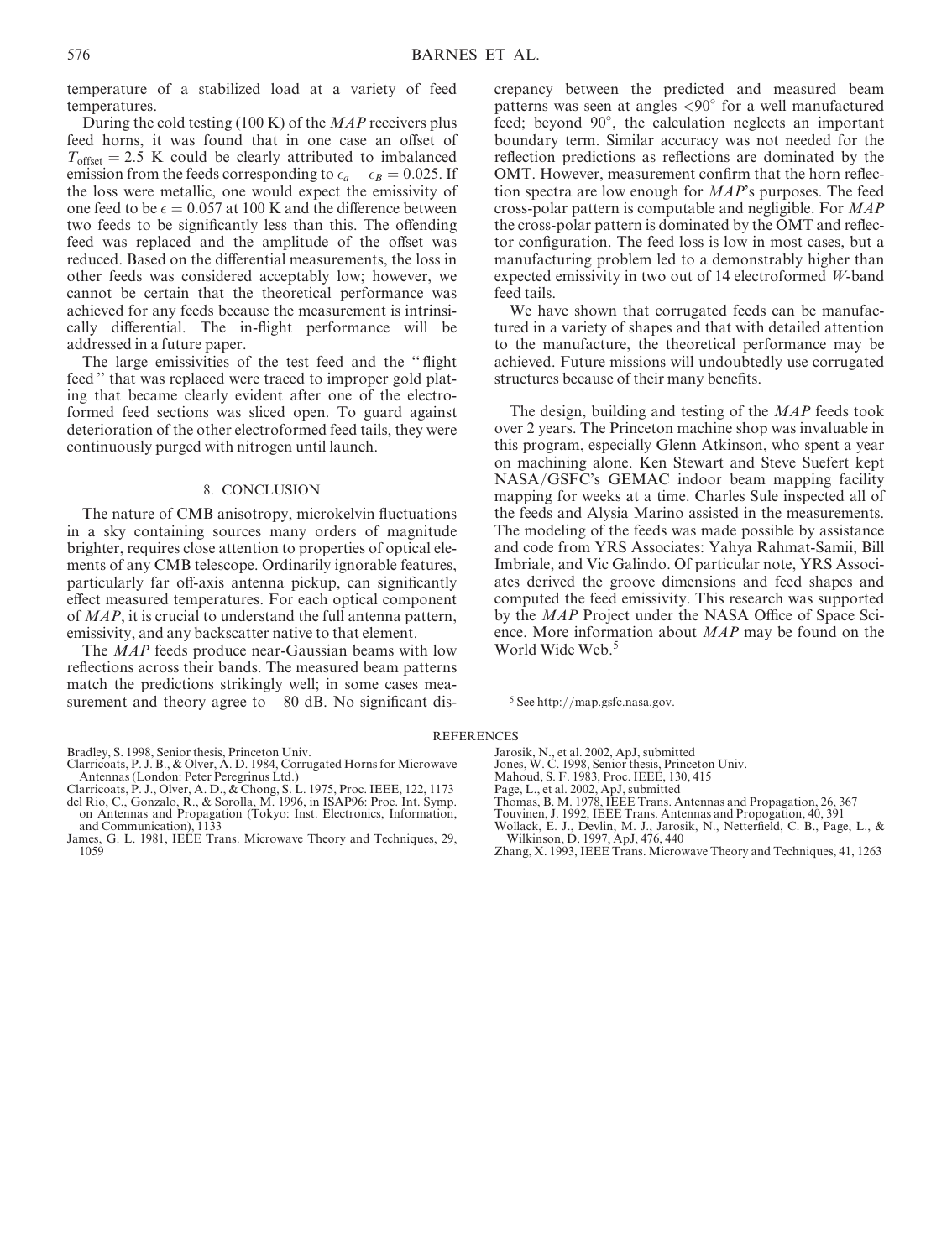temperature of a stabilized load at a variety of feed temperatures.

During the cold testing (100 K) of the *MAP* receivers plus feed horns, it was found that in one case an offset of $T_{\rm offset} = 2.5$ K could be clearly attributed to imbalanced emission from the feeds corresponding to $\epsilon_a - \epsilon_B = 0.025$. If the loss were metallic, one would expect the emissivity of one feed to be $\epsilon = 0.057$ at 100 K and the difference between two feeds to be significantly less than this. The offending feed was replaced and the amplitude of the offset was reduced. Based on the differential measurements, the loss in other feeds was considered acceptably low; however, we cannot be certain that the theoretical performance was achieved for any feeds because the measurement is intrinsically differential. The in-flight performance will be addressed in a future paper.

The large emissivities of the test feed and the "flight feed" that was replaced were traced to improper gold plating that became clearly evident after one of the electroformed feed sections was sliced open. To guard against deterioration of the other electroformed feed tails, they were continuously purged with nitrogen until launch.

## 8. CONCLUSION

The nature of CMB anisotropy, microkelvin fluctuations in a sky containing sources many orders of magnitude brighter, requires close attention to properties of optical elements of any CMB telescope. Ordinarily ignorable features, particularly far off-axis antenna pickup, can significantly effect measured temperatures. For each optical component of *MAP*, it is crucial to understand the full antenna pattern, emissivity, and any backscatter native to that element.

The *MAP* feeds produce near-Gaussian beams with low reflections across their bands. The measured beam patterns match the predictions strikingly well; in some cases measurement and theory agree to $-80$ dB. No significant discrepancy between the predicted and measured beam patterns was seen at angles $<90°$ for a well manufactured feed; beyond 90°, the calculation neglects an important boundary term. Similar accuracy was not needed for the reflection predictions as reflections are dominated by the OMT. However, measurement confirm that the horn reflection spectra are low enough for *MAP*'s purposes. The feed cross-polar pattern is computable and negligible. For *MAP* the cross-polar pattern is dominated by the OMT and reflector configuration. The feed loss is low in most cases, but a manufacturing problem led to a demonstrably higher than expected emissivity in two out of 14 electroformed *W*-band feed tails.

We have shown that corrugated feeds can be manufactured in a variety of shapes and that with detailed attention to the manufacture, the theoretical performance may be achieved. Future missions will undoubtedly use corrugated structures because of their many benefits.

The design, building and testing of the *MAP* feeds took over 2 years. The Princeton machine shop was invaluable in this program, especially Glenn Atkinson, who spent a year on machining alone. Ken Stewart and Steve Suefert kept NASA/GSFC's GEMAC indoor beam mapping facility mapping for weeks at a time. Charles Sule inspected all of the feeds and Alysia Marino assisted in the measurements. The modeling of the feeds was made possible by assistance and code from YRS Associates: Yahya Rahmat-Samii, Bill Imbriale, and Vic Galindo. Of particular note, YRS Associates derived the groove dimensions and feed shapes and computed the feed emissivity. This research was supported by the *MAP* Project under the NASA Office of Space Science. More information about *MAP* may be found on the World Wide Web.[5]

[5] See http://map.gsfc.nasa.gov.

## REFERENCES

Bradley, S. 1998, Senior thesis, Princeton Univ.
Clarricoats, P. J. B., & Olver, A. D. 1984, Corrugated Horns for Microwave Antennas (London: Peter Peregrinus Ltd.)
Clarricoats, P. J., Olver, A. D., & Chong, S. L. 1975, Proc. IEEE, 122, 1173
del Rio, C., Gonzalo, R., & Sorolla, M. 1996, in ISAP96: Proc. Int. Symp. on Antennas and Propagation (Tokyo: Inst. Electronics, Information, and Communication), 1133
James, G. L. 1981, IEEE Trans. Microwave Theory and Techniques, 29, 1059
Jarosik, N., et al. 2002, ApJ, submitted
Jones, W. C. 1998, Senior thesis, Princeton Univ.
Mahoud, S. F. 1983, Proc. IEEE, 130, 415
Page, L., et al. 2002, ApJ, submitted
Thomas, B. M. 1978, IEEE Trans. Antennas and Propagation, 26, 367
Touvinen, J. 1992, IEEE Trans. Antennas and Propogation, 40, 391
Wollack, E. J., Devlin, M. J., Jarosik, N., Netterfield, C. B., Page, L., & Wilkinson, D. 1997, ApJ, 476, 440
Zhang, X. 1993, IEEE Trans. Microwave Theory and Techniques, 41, 1263